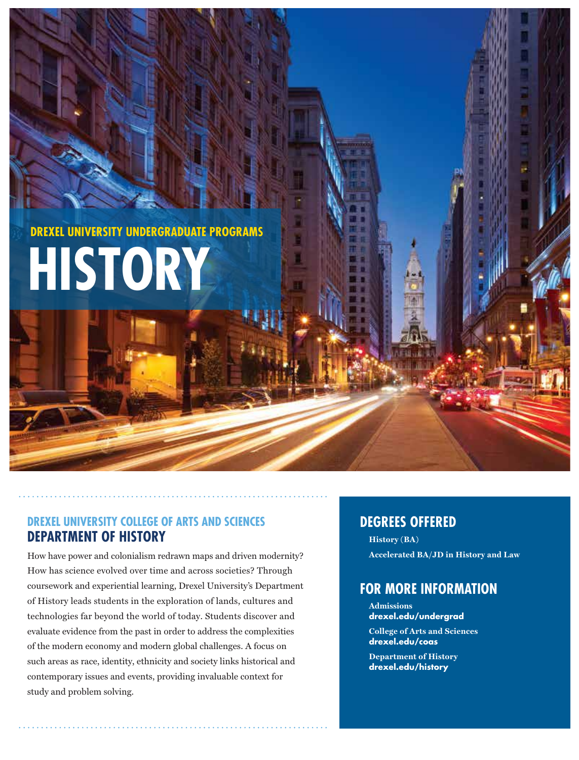DREXEL UNIVERSITY UNDERGRADUATE PROGRAMS

# HISTORY

## DREXEL UNIVERSITY COLLEGE OF ARTS AND SCIENCES
## DEPARTMENT OF HISTORY

How have power and colonialism redrawn maps and driven modernity? How has science evolved over time and across societies? Through coursework and experiential learning, Drexel University's Department of History leads students in the exploration of lands, cultures and technologies far beyond the world of today. Students discover and evaluate evidence from the past in order to address the complexities of the modern economy and modern global challenges. A focus on such areas as race, identity, ethnicity and society links historical and contemporary issues and events, providing invaluable context for study and problem solving.

## DEGREES OFFERED

**History (BA)**

**Accelerated BA/JD in History and Law**

## FOR MORE INFORMATION

**Admissions**
**drexel.edu/undergrad**

**College of Arts and Sciences**
**drexel.edu/coas**

**Department of History**
**drexel.edu/history**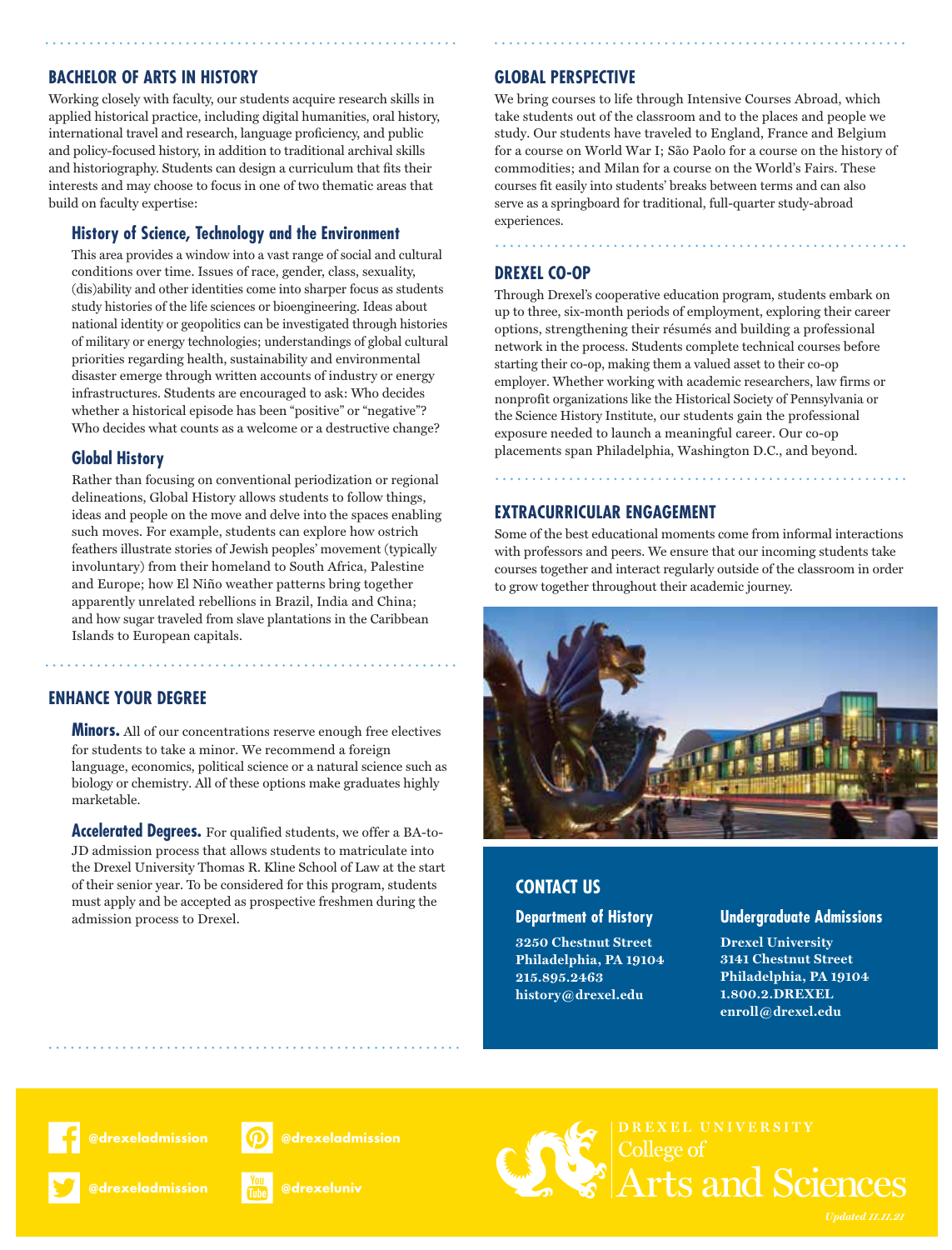## BACHELOR OF ARTS IN HISTORY

Working closely with faculty, our students acquire research skills in applied historical practice, including digital humanities, oral history, international travel and research, language proficiency, and public and policy-focused history, in addition to traditional archival skills and historiography. Students can design a curriculum that fits their interests and may choose to focus in one of two thematic areas that build on faculty expertise:

### History of Science, Technology and the Environment

This area provides a window into a vast range of social and cultural conditions over time. Issues of race, gender, class, sexuality, (dis)ability and other identities come into sharper focus as students study histories of the life sciences or bioengineering. Ideas about national identity or geopolitics can be investigated through histories of military or energy technologies; understandings of global cultural priorities regarding health, sustainability and environmental disaster emerge through written accounts of industry or energy infrastructures. Students are encouraged to ask: Who decides whether a historical episode has been "positive" or "negative"? Who decides what counts as a welcome or a destructive change?

### Global History

Rather than focusing on conventional periodization or regional delineations, Global History allows students to follow things, ideas and people on the move and delve into the spaces enabling such moves. For example, students can explore how ostrich feathers illustrate stories of Jewish peoples' movement (typically involuntary) from their homeland to South Africa, Palestine and Europe; how El Niño weather patterns bring together apparently unrelated rebellions in Brazil, India and China; and how sugar traveled from slave plantations in the Caribbean Islands to European capitals.

## ENHANCE YOUR DEGREE

**Minors.** All of our concentrations reserve enough free electives for students to take a minor. We recommend a foreign language, economics, political science or a natural science such as biology or chemistry. All of these options make graduates highly marketable.

**Accelerated Degrees.** For qualified students, we offer a BA-to-JD admission process that allows students to matriculate into the Drexel University Thomas R. Kline School of Law at the start of their senior year. To be considered for this program, students must apply and be accepted as prospective freshmen during the admission process to Drexel.

## GLOBAL PERSPECTIVE

We bring courses to life through Intensive Courses Abroad, which take students out of the classroom and to the places and people we study. Our students have traveled to England, France and Belgium for a course on World War I; São Paolo for a course on the history of commodities; and Milan for a course on the World's Fairs. These courses fit easily into students' breaks between terms and can also serve as a springboard for traditional, full-quarter study-abroad experiences.

## DREXEL CO-OP

Through Drexel's cooperative education program, students embark on up to three, six-month periods of employment, exploring their career options, strengthening their résumés and building a professional network in the process. Students complete technical courses before starting their co-op, making them a valued asset to their co-op employer. Whether working with academic researchers, law firms or nonprofit organizations like the Historical Society of Pennsylvania or the Science History Institute, our students gain the professional exposure needed to launch a meaningful career. Our co-op placements span Philadelphia, Washington D.C., and beyond.

## EXTRACURRICULAR ENGAGEMENT

Some of the best educational moments come from informal interactions with professors and peers. We ensure that our incoming students take courses together and interact regularly outside of the classroom in order to grow together throughout their academic journey.

## CONTACT US

### Department of History

3250 Chestnut Street
Philadelphia, PA 19104
215.895.2463
history@drexel.edu

### Undergraduate Admissions

Drexel University
3141 Chestnut Street
Philadelphia, PA 19104
1.800.2.DREXEL
enroll@drexel.edu

@drexeladmission
@drexeladmission
@drexeladmission
@drexeluniv

DREXEL UNIVERSITY
College of Arts and Sciences

*Updated 11.11.21*